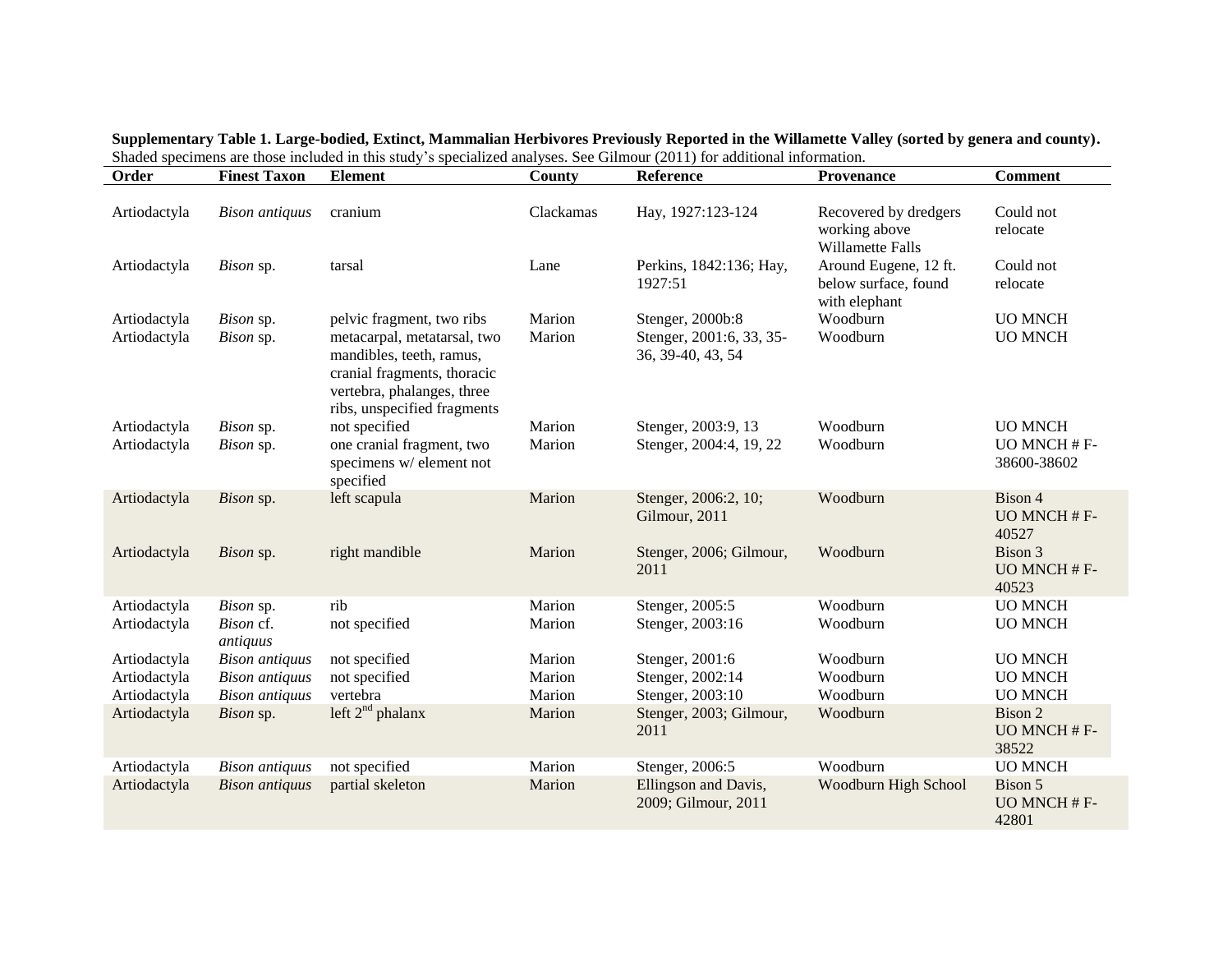**Supplementary Table 1. Large-bodied, Extinct, Mammalian Herbivores Previously Reported in the Willamette Valley (sorted by genera and county).** Shaded specimens are those included in this study's specialized analyses. See Gilmour (2011) for additional information.

| Order | Finest Taxon | Element | County | Reference | Provenance | Comment |
|---|---|---|---|---|---|---|
| Artiodactyla | *Bison antiquus* | cranium | Clackamas | Hay, 1927:123-124 | Recovered by dredgers working above Willamette Falls | Could not relocate |
| Artiodactyla | *Bison* sp. | tarsal | Lane | Perkins, 1842:136; Hay, 1927:51 | Around Eugene, 12 ft. below surface, found with elephant | Could not relocate |
| Artiodactyla | *Bison* sp. | pelvic fragment, two ribs | Marion | Stenger, 2000b:8 | Woodburn | UO MNCH |
| Artiodactyla | *Bison* sp. | metacarpal, metatarsal, two mandibles, teeth, ramus, cranial fragments, thoracic vertebra, phalanges, three ribs, unspecified fragments | Marion | Stenger, 2001:6, 33, 35-36, 39-40, 43, 54 | Woodburn | UO MNCH |
| Artiodactyla | *Bison* sp. | not specified | Marion | Stenger, 2003:9, 13 | Woodburn | UO MNCH |
| Artiodactyla | *Bison* sp. | one cranial fragment, two specimens w/ element not specified | Marion | Stenger, 2004:4, 19, 22 | Woodburn | UO MNCH # F-38600-38602 |
| Artiodactyla | *Bison* sp. | left scapula | Marion | Stenger, 2006:2, 10; Gilmour, 2011 | Woodburn | Bison 4 UO MNCH # F-40527 |
| Artiodactyla | *Bison* sp. | right mandible | Marion | Stenger, 2006; Gilmour, 2011 | Woodburn | Bison 3 UO MNCH # F-40523 |
| Artiodactyla | *Bison* sp. | rib | Marion | Stenger, 2005:5 | Woodburn | UO MNCH |
| Artiodactyla | *Bison* cf. *antiquus* | not specified | Marion | Stenger, 2003:16 | Woodburn | UO MNCH |
| Artiodactyla | *Bison antiquus* | not specified | Marion | Stenger, 2001:6 | Woodburn | UO MNCH |
| Artiodactyla | *Bison antiquus* | not specified | Marion | Stenger, 2002:14 | Woodburn | UO MNCH |
| Artiodactyla | *Bison antiquus* | vertebra | Marion | Stenger, 2003:10 | Woodburn | UO MNCH |
| Artiodactyla | *Bison* sp. | left 2nd phalanx | Marion | Stenger, 2003; Gilmour, 2011 | Woodburn | Bison 2 UO MNCH # F-38522 |
| Artiodactyla | *Bison antiquus* | not specified | Marion | Stenger, 2006:5 | Woodburn | UO MNCH |
| Artiodactyla | *Bison antiquus* | partial skeleton | Marion | Ellingson and Davis, 2009; Gilmour, 2011 | Woodburn High School | Bison 5 UO MNCH # F-42801 |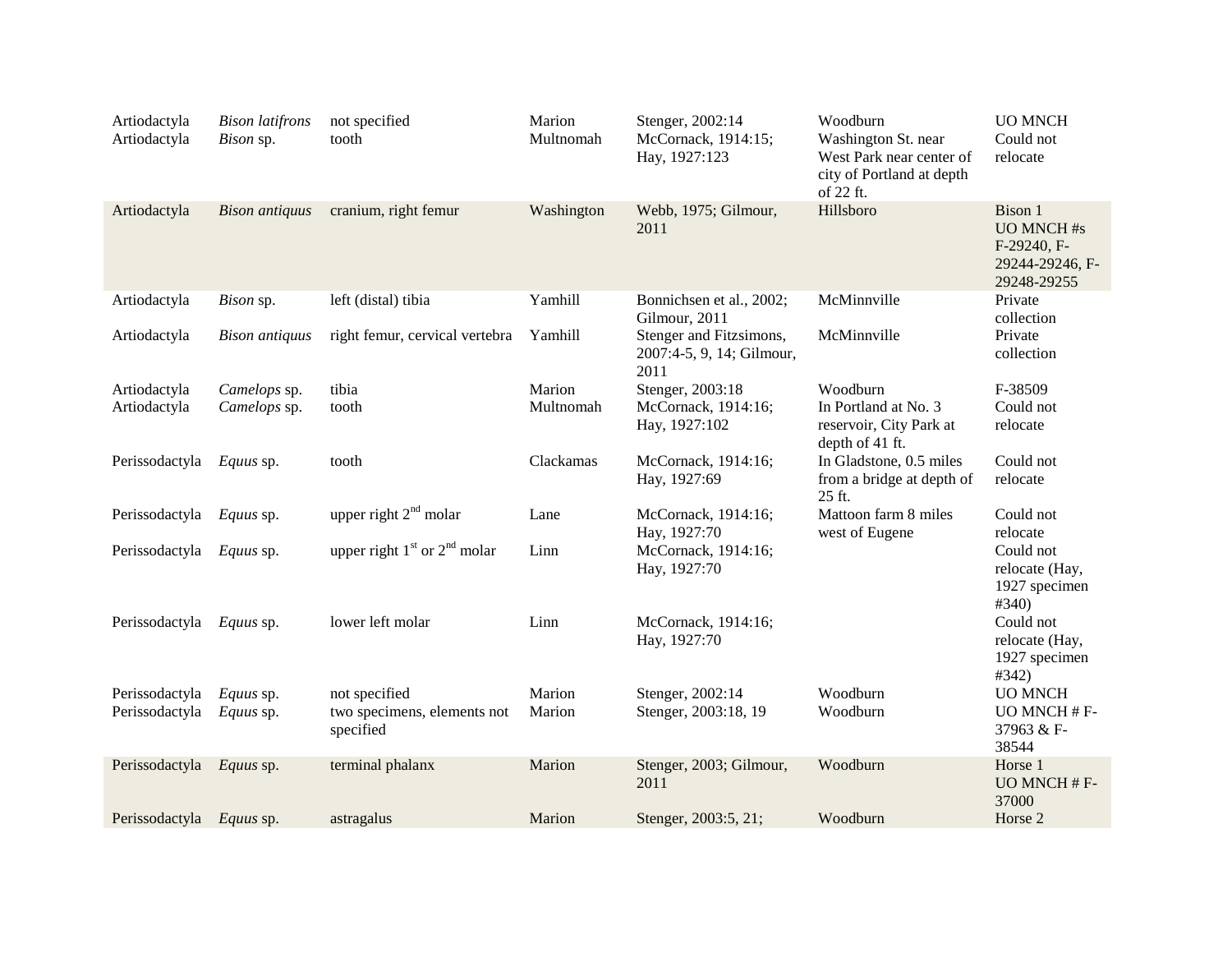| | | | | | | |
|---|---|---|---|---|---|---|
| Artiodactyla | *Bison latifrons* | not specified | Marion | Stenger, 2002:14 | Woodburn | UO MNCH |
| Artiodactyla | *Bison* sp. | tooth | Multnomah | McCornack, 1914:15; Hay, 1927:123 | Washington St. near West Park near center of city of Portland at depth of 22 ft. | Could not relocate |
| Artiodactyla | *Bison antiquus* | cranium, right femur | Washington | Webb, 1975; Gilmour, 2011 | Hillsboro | Bison 1 UO MNCH #s F-29240, F-29244-29246, F-29248-29255 |
| Artiodactyla | *Bison* sp. | left (distal) tibia | Yamhill | Bonnichsen et al., 2002; Gilmour, 2011 | McMinnville | Private collection |
| Artiodactyla | *Bison antiquus* | right femur, cervical vertebra | Yamhill | Stenger and Fitzsimons, 2007:4-5, 9, 14; Gilmour, 2011 | McMinnville | Private collection |
| Artiodactyla | *Camelops* sp. | tibia | Marion | Stenger, 2003:18 | Woodburn | F-38509 |
| Artiodactyla | *Camelops* sp. | tooth | Multnomah | McCornack, 1914:16; Hay, 1927:102 | In Portland at No. 3 reservoir, City Park at depth of 41 ft. | Could not relocate |
| Perissodactyla | *Equus* sp. | tooth | Clackamas | McCornack, 1914:16; Hay, 1927:69 | In Gladstone, 0.5 miles from a bridge at depth of 25 ft. | Could not relocate |
| Perissodactyla | *Equus* sp. | upper right 2nd molar | Lane | McCornack, 1914:16; Hay, 1927:70 | Mattoon farm 8 miles west of Eugene | Could not relocate |
| Perissodactyla | *Equus* sp. | upper right 1st or 2nd molar | Linn | McCornack, 1914:16; Hay, 1927:70 | | Could not relocate (Hay, 1927 specimen #340) |
| Perissodactyla | *Equus* sp. | lower left molar | Linn | McCornack, 1914:16; Hay, 1927:70 | | Could not relocate (Hay, 1927 specimen #342) |
| Perissodactyla | *Equus* sp. | not specified | Marion | Stenger, 2002:14 | Woodburn | UO MNCH |
| Perissodactyla | *Equus* sp. | two specimens, elements not specified | Marion | Stenger, 2003:18, 19 | Woodburn | UO MNCH # F-37963 & F-38544 |
| Perissodactyla | *Equus* sp. | terminal phalanx | Marion | Stenger, 2003; Gilmour, 2011 | Woodburn | Horse 1 UO MNCH # F-37000 |
| Perissodactyla | *Equus* sp. | astragalus | Marion | Stenger, 2003:5, 21; | Woodburn | Horse 2 |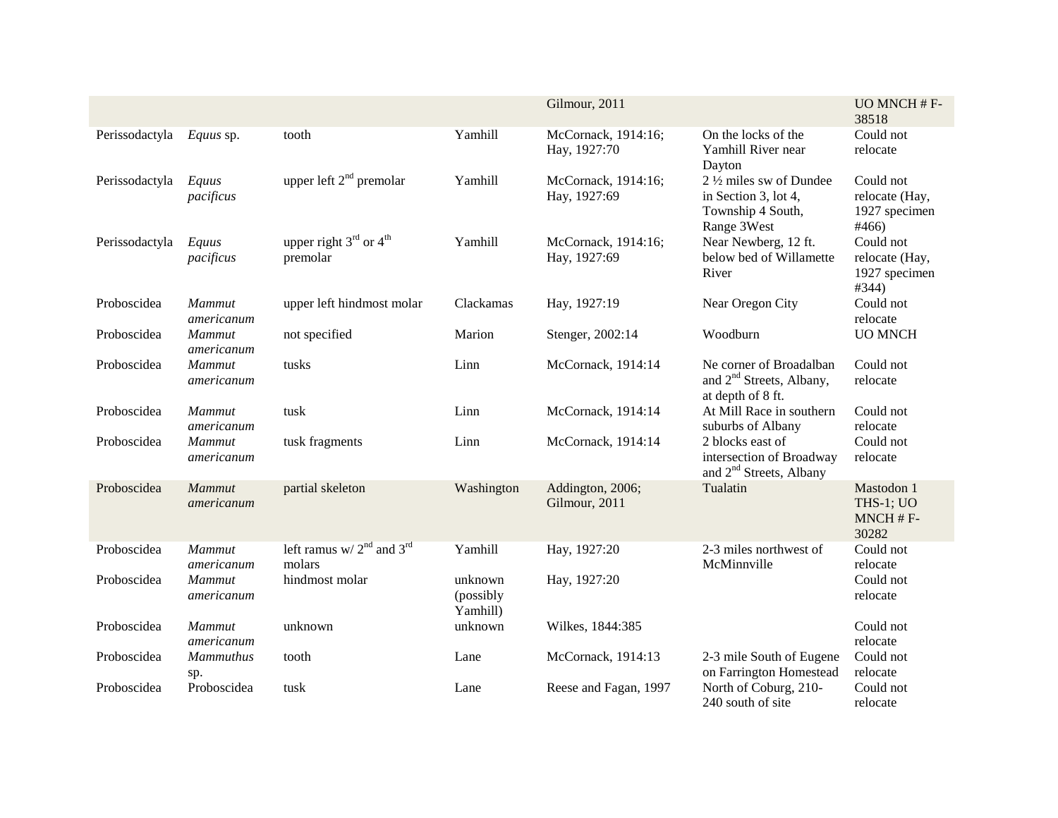| | | | | Gilmour, 2011 | | UO MNCH # F-38518 |
|---|---|---|---|---|---|---|
| Perissodactyla | *Equus* sp. | tooth | Yamhill | McCornack, 1914:16; Hay, 1927:70 | On the locks of the Yamhill River near Dayton | Could not relocate |
| Perissodactyla | *Equus pacificus* | upper left 2nd premolar | Yamhill | McCornack, 1914:16; Hay, 1927:69 | 2 ½ miles sw of Dundee in Section 3, lot 4, Township 4 South, Range 3West | Could not relocate (Hay, 1927 specimen #466) |
| Perissodactyla | *Equus pacificus* | upper right 3rd or 4th premolar | Yamhill | McCornack, 1914:16; Hay, 1927:69 | Near Newberg, 12 ft. below bed of Willamette River | Could not relocate (Hay, 1927 specimen #344) |
| Proboscidea | *Mammut americanum* | upper left hindmost molar | Clackamas | Hay, 1927:19 | Near Oregon City | Could not relocate |
| Proboscidea | *Mammut americanum* | not specified | Marion | Stenger, 2002:14 | Woodburn | UO MNCH |
| Proboscidea | *Mammut americanum* | tusks | Linn | McCornack, 1914:14 | Ne corner of Broadalban and 2nd Streets, Albany, at depth of 8 ft. | Could not relocate |
| Proboscidea | *Mammut americanum* | tusk | Linn | McCornack, 1914:14 | At Mill Race in southern suburbs of Albany | Could not relocate |
| Proboscidea | *Mammut americanum* | tusk fragments | Linn | McCornack, 1914:14 | 2 blocks east of intersection of Broadway and 2nd Streets, Albany | Could not relocate |
| Proboscidea | *Mammut americanum* | partial skeleton | Washington | Addington, 2006; Gilmour, 2011 | Tualatin | Mastodon 1 THS-1; UO MNCH # F-30282 |
| Proboscidea | *Mammut americanum* | left ramus w/ 2nd and 3rd molars | Yamhill | Hay, 1927:20 | 2-3 miles northwest of McMinnville | Could not relocate |
| Proboscidea | *Mammut americanum* | hindmost molar | unknown (possibly Yamhill) | Hay, 1927:20 | | Could not relocate |
| Proboscidea | *Mammut americanum* | unknown | unknown | Wilkes, 1844:385 | | Could not relocate |
| Proboscidea | *Mammuthus* sp. | tooth | Lane | McCornack, 1914:13 | 2-3 mile South of Eugene on Farrington Homestead | Could not relocate |
| Proboscidea | Proboscidea | tusk | Lane | Reese and Fagan, 1997 | North of Coburg, 210-240 south of site | Could not relocate |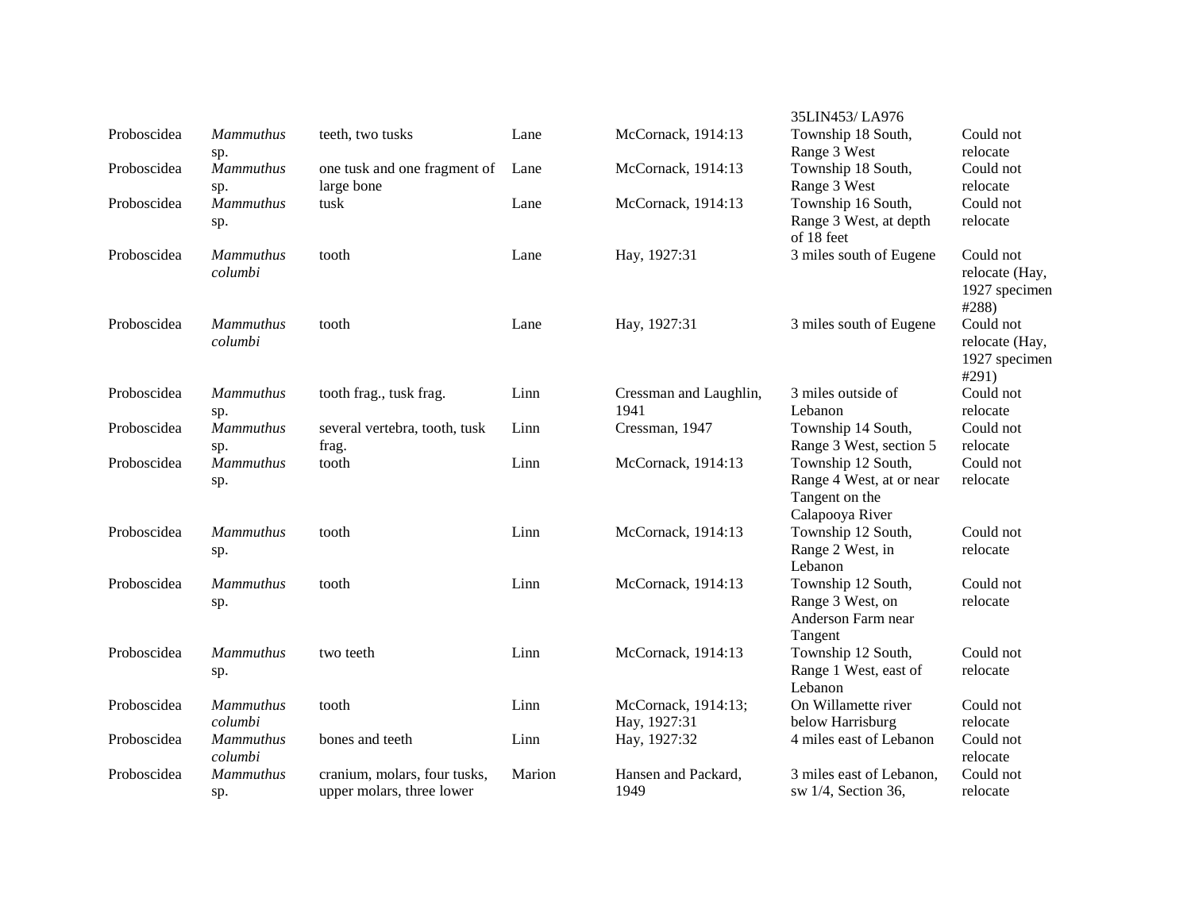| | | | | | | |
|---|---|---|---|---|---|---|
| | | | | | 35LIN453/ LA976 | |
| Proboscidea | *Mammuthus* sp. | teeth, two tusks | Lane | McCornack, 1914:13 | Township 18 South, Range 3 West | Could not relocate |
| Proboscidea | *Mammuthus* sp. | one tusk and one fragment of large bone | Lane | McCornack, 1914:13 | Township 18 South, Range 3 West | Could not relocate |
| Proboscidea | *Mammuthus* sp. | tusk | Lane | McCornack, 1914:13 | Township 16 South, Range 3 West, at depth of 18 feet | Could not relocate |
| Proboscidea | *Mammuthus columbi* | tooth | Lane | Hay, 1927:31 | 3 miles south of Eugene | Could not relocate (Hay, 1927 specimen #288) |
| Proboscidea | *Mammuthus columbi* | tooth | Lane | Hay, 1927:31 | 3 miles south of Eugene | Could not relocate (Hay, 1927 specimen #291) |
| Proboscidea | *Mammuthus* sp. | tooth frag., tusk frag. | Linn | Cressman and Laughlin, 1941 | 3 miles outside of Lebanon | Could not relocate |
| Proboscidea | *Mammuthus* sp. | several vertebra, tooth, tusk frag. | Linn | Cressman, 1947 | Township 14 South, Range 3 West, section 5 | Could not relocate |
| Proboscidea | *Mammuthus* sp. | tooth | Linn | McCornack, 1914:13 | Township 12 South, Range 4 West, at or near Tangent on the Calapooya River | Could not relocate |
| Proboscidea | *Mammuthus* sp. | tooth | Linn | McCornack, 1914:13 | Township 12 South, Range 2 West, in Lebanon | Could not relocate |
| Proboscidea | *Mammuthus* sp. | tooth | Linn | McCornack, 1914:13 | Township 12 South, Range 3 West, on Anderson Farm near Tangent | Could not relocate |
| Proboscidea | *Mammuthus* sp. | two teeth | Linn | McCornack, 1914:13 | Township 12 South, Range 1 West, east of Lebanon | Could not relocate |
| Proboscidea | *Mammuthus columbi* | tooth | Linn | McCornack, 1914:13; Hay, 1927:31 | On Willamette river below Harrisburg | Could not relocate |
| Proboscidea | *Mammuthus columbi* | bones and teeth | Linn | Hay, 1927:32 | 4 miles east of Lebanon | Could not relocate |
| Proboscidea | *Mammuthus* sp. | cranium, molars, four tusks, upper molars, three lower | Marion | Hansen and Packard, 1949 | 3 miles east of Lebanon, sw 1/4, Section 36, | Could not relocate |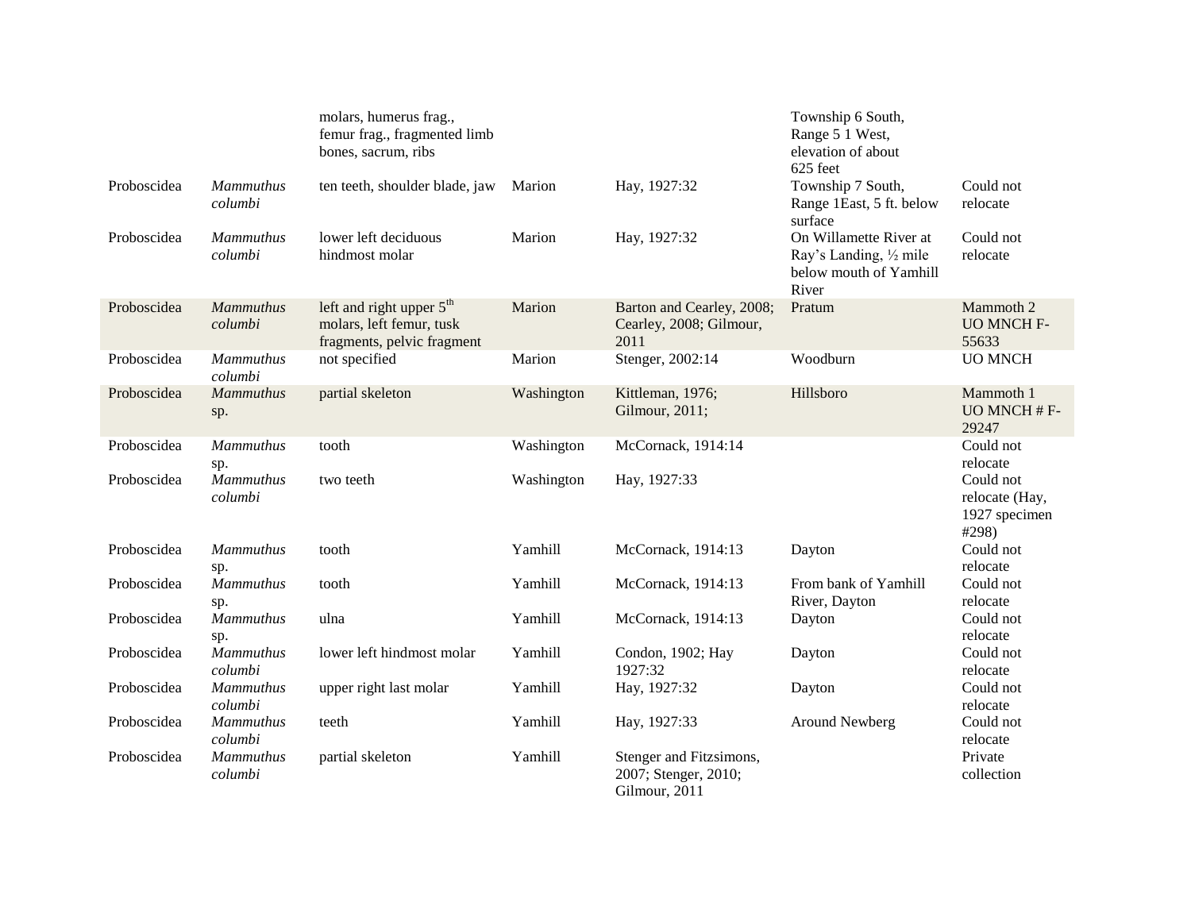| | | | | | | |
|---|---|---|---|---|---|---|
| | | molars, humerus frag., femur frag., fragmented limb bones, sacrum, ribs | | | Township 6 South, Range 5 1 West, elevation of about 625 feet | |
| Proboscidea | *Mammuthus columbi* | ten teeth, shoulder blade, jaw | Marion | Hay, 1927:32 | Township 7 South, Range 1East, 5 ft. below surface | Could not relocate |
| Proboscidea | *Mammuthus columbi* | lower left deciduous hindmost molar | Marion | Hay, 1927:32 | On Willamette River at Ray's Landing, ½ mile below mouth of Yamhill River | Could not relocate |
| Proboscidea | *Mammuthus columbi* | left and right upper 5th molars, left femur, tusk fragments, pelvic fragment | Marion | Barton and Cearley, 2008; Cearley, 2008; Gilmour, 2011 | Pratum | Mammoth 2 UO MNCH F-55633 |
| Proboscidea | *Mammuthus columbi* | not specified | Marion | Stenger, 2002:14 | Woodburn | UO MNCH |
| Proboscidea | *Mammuthus* sp. | partial skeleton | Washington | Kittleman, 1976; Gilmour, 2011; | Hillsboro | Mammoth 1 UO MNCH # F-29247 |
| Proboscidea | *Mammuthus* sp. | tooth | Washington | McCornack, 1914:14 | | Could not relocate |
| Proboscidea | *Mammuthus columbi* | two teeth | Washington | Hay, 1927:33 | | Could not relocate (Hay, 1927 specimen #298) |
| Proboscidea | *Mammuthus* sp. | tooth | Yamhill | McCornack, 1914:13 | Dayton | Could not relocate |
| Proboscidea | *Mammuthus* sp. | tooth | Yamhill | McCornack, 1914:13 | From bank of Yamhill River, Dayton | Could not relocate |
| Proboscidea | *Mammuthus* sp. | ulna | Yamhill | McCornack, 1914:13 | Dayton | Could not relocate |
| Proboscidea | *Mammuthus columbi* | lower left hindmost molar | Yamhill | Condon, 1902; Hay 1927:32 | Dayton | Could not relocate |
| Proboscidea | *Mammuthus columbi* | upper right last molar | Yamhill | Hay, 1927:32 | Dayton | Could not relocate |
| Proboscidea | *Mammuthus columbi* | teeth | Yamhill | Hay, 1927:33 | Around Newberg | Could not relocate |
| Proboscidea | *Mammuthus columbi* | partial skeleton | Yamhill | Stenger and Fitzsimons, 2007; Stenger, 2010; Gilmour, 2011 | | Private collection |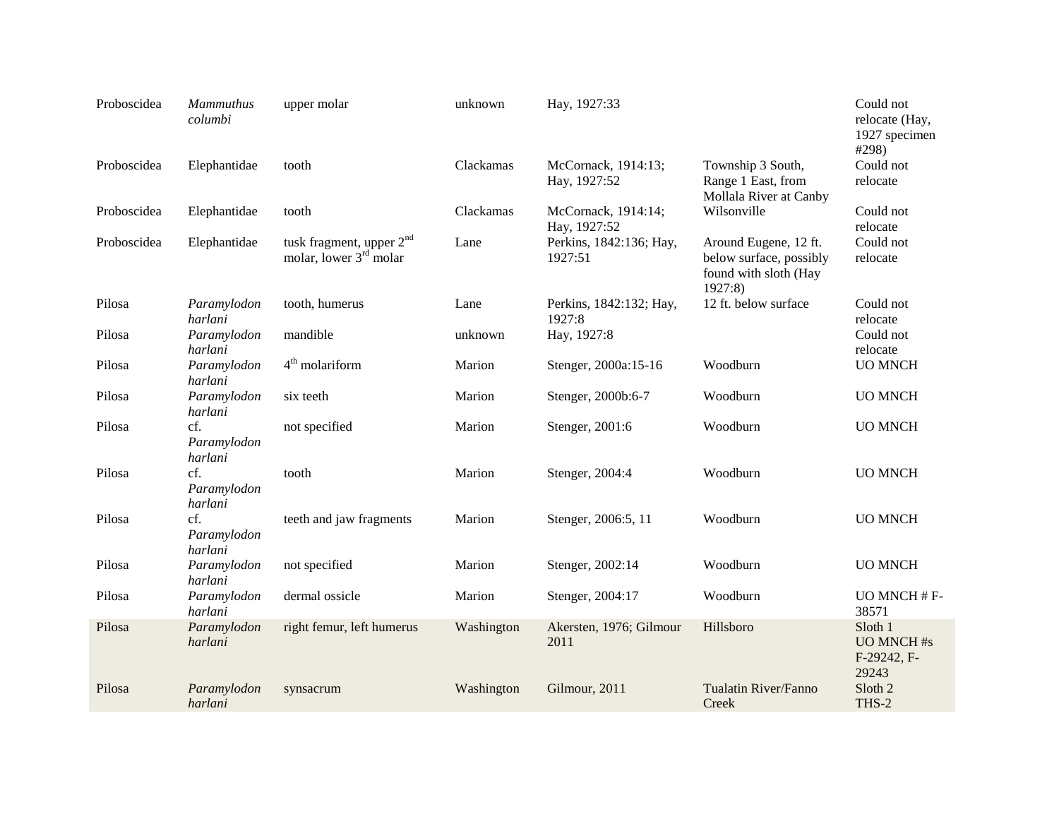| | | | | | | |
|---|---|---|---|---|---|---|
| Proboscidea | *Mammuthus columbi* | upper molar | unknown | Hay, 1927:33 | | Could not relocate (Hay, 1927 specimen #298) |
| Proboscidea | Elephantidae | tooth | Clackamas | McCornack, 1914:13; Hay, 1927:52 | Township 3 South, Range 1 East, from Mollala River at Canby | Could not relocate |
| Proboscidea | Elephantidae | tooth | Clackamas | McCornack, 1914:14; Hay, 1927:52 | Wilsonville | Could not relocate |
| Proboscidea | Elephantidae | tusk fragment, upper 2nd molar, lower 3rd molar | Lane | Perkins, 1842:136; Hay, 1927:51 | Around Eugene, 12 ft. below surface, possibly found with sloth (Hay 1927:8) | Could not relocate |
| Pilosa | *Paramylodon harlani* | tooth, humerus | Lane | Perkins, 1842:132; Hay, 1927:8 | 12 ft. below surface | Could not relocate |
| Pilosa | *Paramylodon harlani* | mandible | unknown | Hay, 1927:8 | | Could not relocate |
| Pilosa | *Paramylodon harlani* | 4th molariform | Marion | Stenger, 2000a:15-16 | Woodburn | UO MNCH |
| Pilosa | *Paramylodon harlani* | six teeth | Marion | Stenger, 2000b:6-7 | Woodburn | UO MNCH |
| Pilosa | cf. *Paramylodon harlani* | not specified | Marion | Stenger, 2001:6 | Woodburn | UO MNCH |
| Pilosa | cf. *Paramylodon harlani* | tooth | Marion | Stenger, 2004:4 | Woodburn | UO MNCH |
| Pilosa | cf. *Paramylodon harlani* | teeth and jaw fragments | Marion | Stenger, 2006:5, 11 | Woodburn | UO MNCH |
| Pilosa | *Paramylodon harlani* | not specified | Marion | Stenger, 2002:14 | Woodburn | UO MNCH |
| Pilosa | *Paramylodon harlani* | dermal ossicle | Marion | Stenger, 2004:17 | Woodburn | UO MNCH # F-38571 |
| Pilosa | *Paramylodon harlani* | right femur, left humerus | Washington | Akersten, 1976; Gilmour 2011 | Hillsboro | Sloth 1 UO MNCH #s F-29242, F-29243 |
| Pilosa | *Paramylodon harlani* | synsacrum | Washington | Gilmour, 2011 | Tualatin River/Fanno Creek | Sloth 2 THS-2 |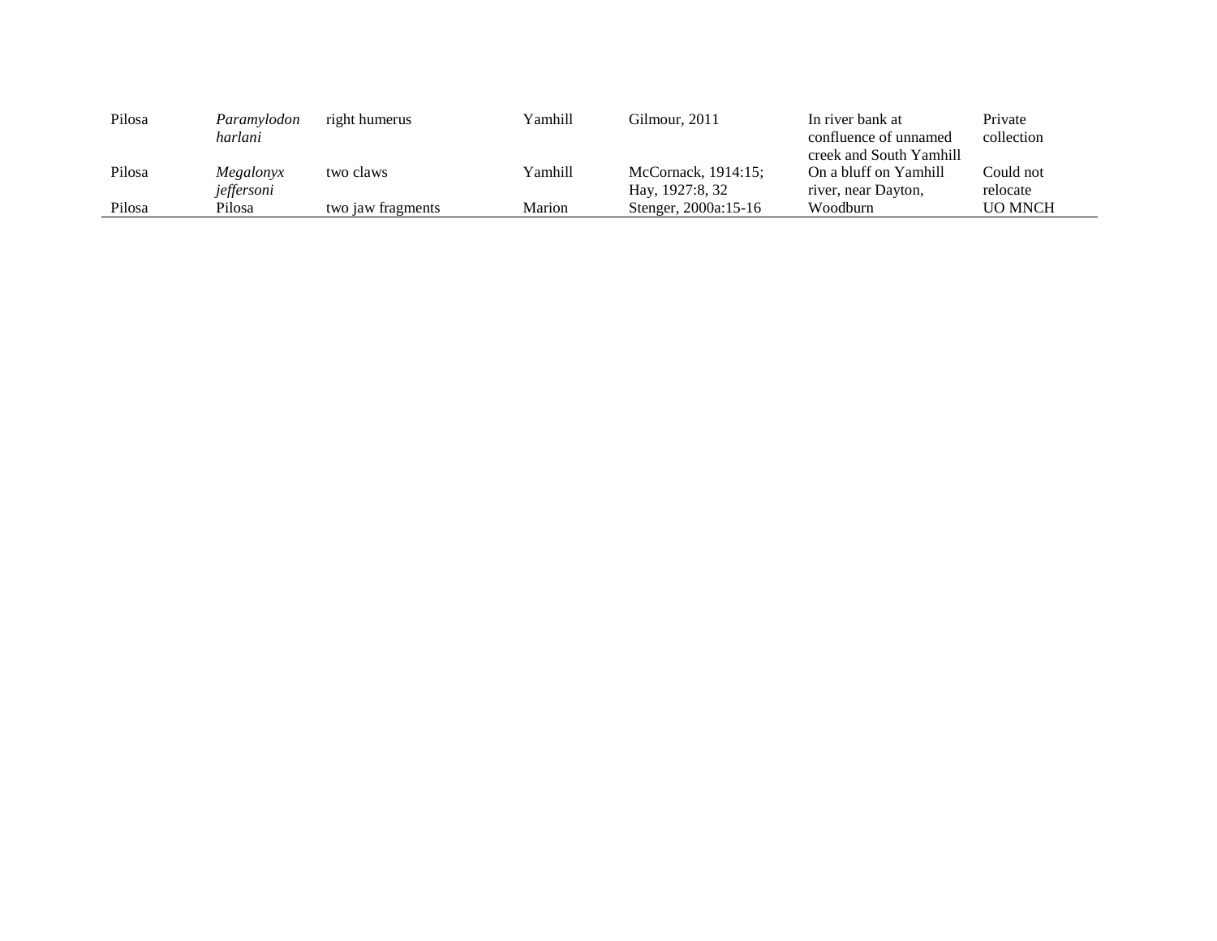| | | | | | | |
|---|---|---|---|---|---|---|
| Pilosa | *Paramylodon harlani* | right humerus | Yamhill | Gilmour, 2011 | In river bank at confluence of unnamed creek and South Yamhill | Private collection |
| Pilosa | *Megalonyx jeffersoni* | two claws | Yamhill | McCornack, 1914:15; Hay, 1927:8, 32 | On a bluff on Yamhill river, near Dayton, | Could not relocate |
| Pilosa | Pilosa | two jaw fragments | Marion | Stenger, 2000a:15-16 | Woodburn | UO MNCH |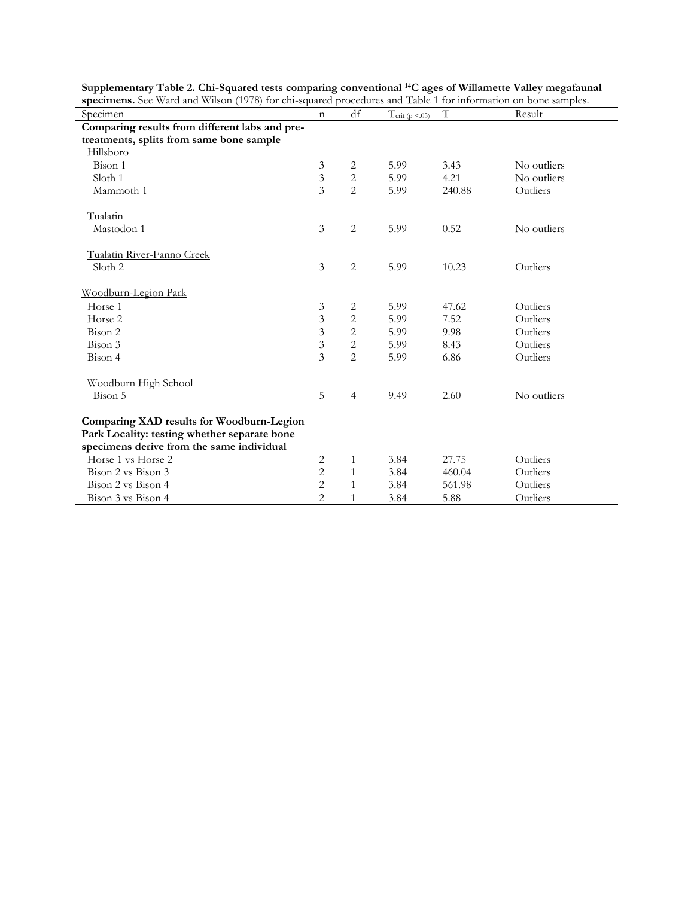**Supplementary Table 2. Chi-Squared tests comparing conventional $^{14}C$ ages of Willamette Valley megafaunal specimens.** See Ward and Wilson (1978) for chi-squared procedures and Table 1 for information on bone samples.

| Specimen | n | df | $T_{crit\ (p<.05)}$ | T | Result |
|---|---|---|---|---|---|
| **Comparing results from different labs and pre-treatments, splits from same bone sample** | | | | | |
| Hillsboro | | | | | |
| Bison 1 | 3 | 2 | 5.99 | 3.43 | No outliers |
| Sloth 1 | 3 | 2 | 5.99 | 4.21 | No outliers |
| Mammoth 1 | 3 | 2 | 5.99 | 240.88 | Outliers |
| Tualatin | | | | | |
| Mastodon 1 | 3 | 2 | 5.99 | 0.52 | No outliers |
| Tualatin River-Fanno Creek | | | | | |
| Sloth 2 | 3 | 2 | 5.99 | 10.23 | Outliers |
| Woodburn-Legion Park | | | | | |
| Horse 1 | 3 | 2 | 5.99 | 47.62 | Outliers |
| Horse 2 | 3 | 2 | 5.99 | 7.52 | Outliers |
| Bison 2 | 3 | 2 | 5.99 | 9.98 | Outliers |
| Bison 3 | 3 | 2 | 5.99 | 8.43 | Outliers |
| Bison 4 | 3 | 2 | 5.99 | 6.86 | Outliers |
| Woodburn High School | | | | | |
| Bison 5 | 5 | 4 | 9.49 | 2.60 | No outliers |
| **Comparing XAD results for Woodburn-Legion Park Locality: testing whether separate bone specimens derive from the same individual** | | | | | |
| Horse 1 vs Horse 2 | 2 | 1 | 3.84 | 27.75 | Outliers |
| Bison 2 vs Bison 3 | 2 | 1 | 3.84 | 460.04 | Outliers |
| Bison 2 vs Bison 4 | 2 | 1 | 3.84 | 561.98 | Outliers |
| Bison 3 vs Bison 4 | 2 | 1 | 3.84 | 5.88 | Outliers |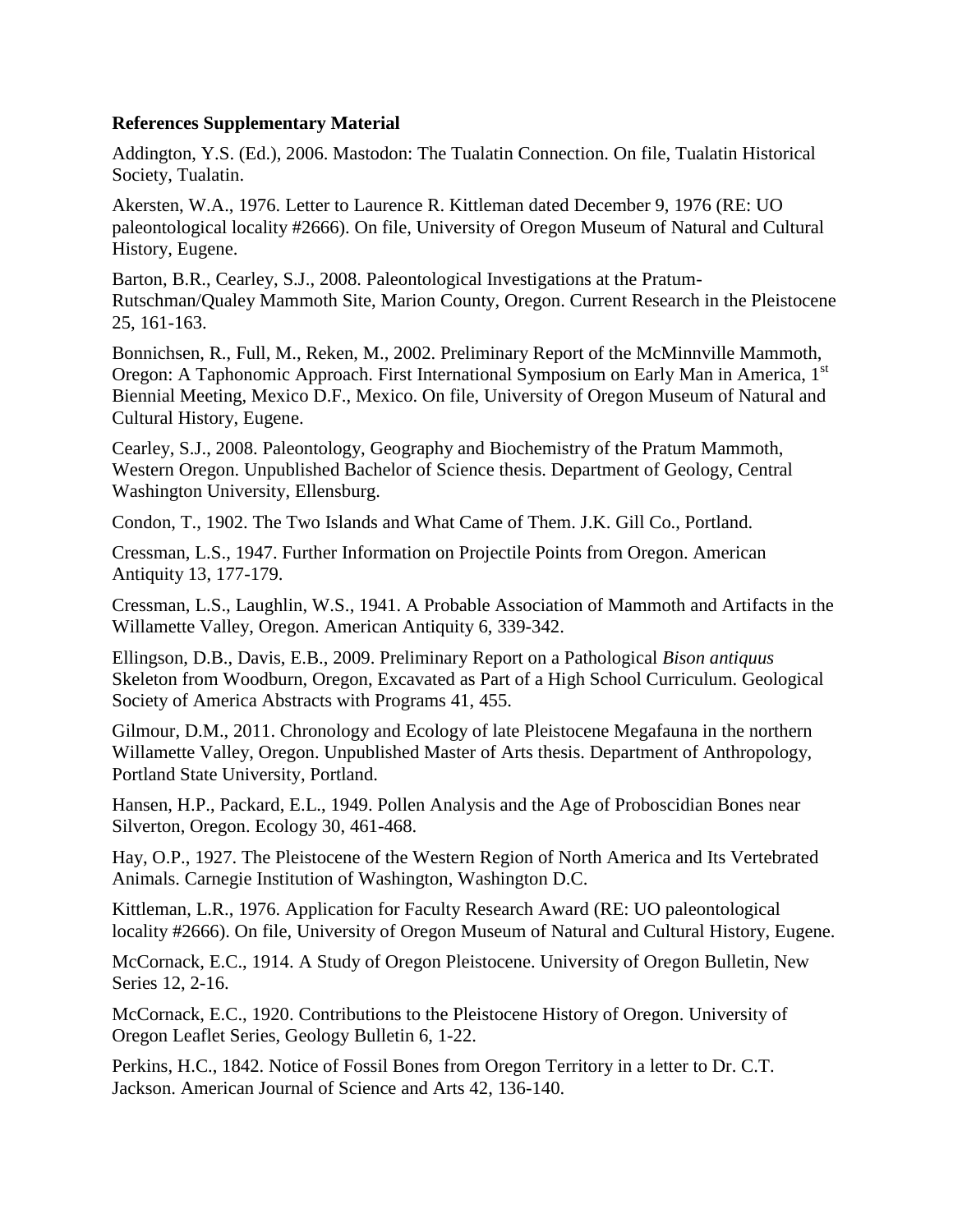**References Supplementary Material**

Addington, Y.S. (Ed.), 2006. Mastodon: The Tualatin Connection. On file, Tualatin Historical Society, Tualatin.

Akersten, W.A., 1976. Letter to Laurence R. Kittleman dated December 9, 1976 (RE: UO paleontological locality #2666). On file, University of Oregon Museum of Natural and Cultural History, Eugene.

Barton, B.R., Cearley, S.J., 2008. Paleontological Investigations at the Pratum-Rutschman/Qualey Mammoth Site, Marion County, Oregon. Current Research in the Pleistocene 25, 161-163.

Bonnichsen, R., Full, M., Reken, M., 2002. Preliminary Report of the McMinnville Mammoth, Oregon: A Taphonomic Approach. First International Symposium on Early Man in America, 1st Biennial Meeting, Mexico D.F., Mexico. On file, University of Oregon Museum of Natural and Cultural History, Eugene.

Cearley, S.J., 2008. Paleontology, Geography and Biochemistry of the Pratum Mammoth, Western Oregon. Unpublished Bachelor of Science thesis. Department of Geology, Central Washington University, Ellensburg.

Condon, T., 1902. The Two Islands and What Came of Them. J.K. Gill Co., Portland.

Cressman, L.S., 1947. Further Information on Projectile Points from Oregon. American Antiquity 13, 177-179.

Cressman, L.S., Laughlin, W.S., 1941. A Probable Association of Mammoth and Artifacts in the Willamette Valley, Oregon. American Antiquity 6, 339-342.

Ellingson, D.B., Davis, E.B., 2009. Preliminary Report on a Pathological *Bison antiquus* Skeleton from Woodburn, Oregon, Excavated as Part of a High School Curriculum. Geological Society of America Abstracts with Programs 41, 455.

Gilmour, D.M., 2011. Chronology and Ecology of late Pleistocene Megafauna in the northern Willamette Valley, Oregon. Unpublished Master of Arts thesis. Department of Anthropology, Portland State University, Portland.

Hansen, H.P., Packard, E.L., 1949. Pollen Analysis and the Age of Proboscidian Bones near Silverton, Oregon. Ecology 30, 461-468.

Hay, O.P., 1927. The Pleistocene of the Western Region of North America and Its Vertebrated Animals. Carnegie Institution of Washington, Washington D.C.

Kittleman, L.R., 1976. Application for Faculty Research Award (RE: UO paleontological locality #2666). On file, University of Oregon Museum of Natural and Cultural History, Eugene.

McCornack, E.C., 1914. A Study of Oregon Pleistocene. University of Oregon Bulletin, New Series 12, 2-16.

McCornack, E.C., 1920. Contributions to the Pleistocene History of Oregon. University of Oregon Leaflet Series, Geology Bulletin 6, 1-22.

Perkins, H.C., 1842. Notice of Fossil Bones from Oregon Territory in a letter to Dr. C.T. Jackson. American Journal of Science and Arts 42, 136-140.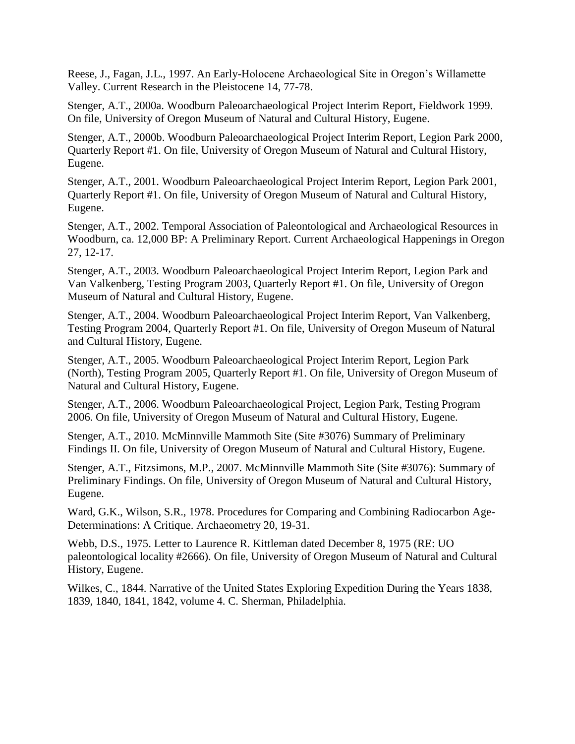Reese, J., Fagan, J.L., 1997. An Early-Holocene Archaeological Site in Oregon's Willamette Valley. Current Research in the Pleistocene 14, 77-78.

Stenger, A.T., 2000a. Woodburn Paleoarchaeological Project Interim Report, Fieldwork 1999. On file, University of Oregon Museum of Natural and Cultural History, Eugene.

Stenger, A.T., 2000b. Woodburn Paleoarchaeological Project Interim Report, Legion Park 2000, Quarterly Report #1. On file, University of Oregon Museum of Natural and Cultural History, Eugene.

Stenger, A.T., 2001. Woodburn Paleoarchaeological Project Interim Report, Legion Park 2001, Quarterly Report #1. On file, University of Oregon Museum of Natural and Cultural History, Eugene.

Stenger, A.T., 2002. Temporal Association of Paleontological and Archaeological Resources in Woodburn, ca. 12,000 BP: A Preliminary Report. Current Archaeological Happenings in Oregon 27, 12-17.

Stenger, A.T., 2003. Woodburn Paleoarchaeological Project Interim Report, Legion Park and Van Valkenberg, Testing Program 2003, Quarterly Report #1. On file, University of Oregon Museum of Natural and Cultural History, Eugene.

Stenger, A.T., 2004. Woodburn Paleoarchaeological Project Interim Report, Van Valkenberg, Testing Program 2004, Quarterly Report #1. On file, University of Oregon Museum of Natural and Cultural History, Eugene.

Stenger, A.T., 2005. Woodburn Paleoarchaeological Project Interim Report, Legion Park (North), Testing Program 2005, Quarterly Report #1. On file, University of Oregon Museum of Natural and Cultural History, Eugene.

Stenger, A.T., 2006. Woodburn Paleoarchaeological Project, Legion Park, Testing Program 2006. On file, University of Oregon Museum of Natural and Cultural History, Eugene.

Stenger, A.T., 2010. McMinnville Mammoth Site (Site #3076) Summary of Preliminary Findings II. On file, University of Oregon Museum of Natural and Cultural History, Eugene.

Stenger, A.T., Fitzsimons, M.P., 2007. McMinnville Mammoth Site (Site #3076): Summary of Preliminary Findings. On file, University of Oregon Museum of Natural and Cultural History, Eugene.

Ward, G.K., Wilson, S.R., 1978. Procedures for Comparing and Combining Radiocarbon Age-Determinations: A Critique. Archaeometry 20, 19-31.

Webb, D.S., 1975. Letter to Laurence R. Kittleman dated December 8, 1975 (RE: UO paleontological locality #2666). On file, University of Oregon Museum of Natural and Cultural History, Eugene.

Wilkes, C., 1844. Narrative of the United States Exploring Expedition During the Years 1838, 1839, 1840, 1841, 1842, volume 4. C. Sherman, Philadelphia.